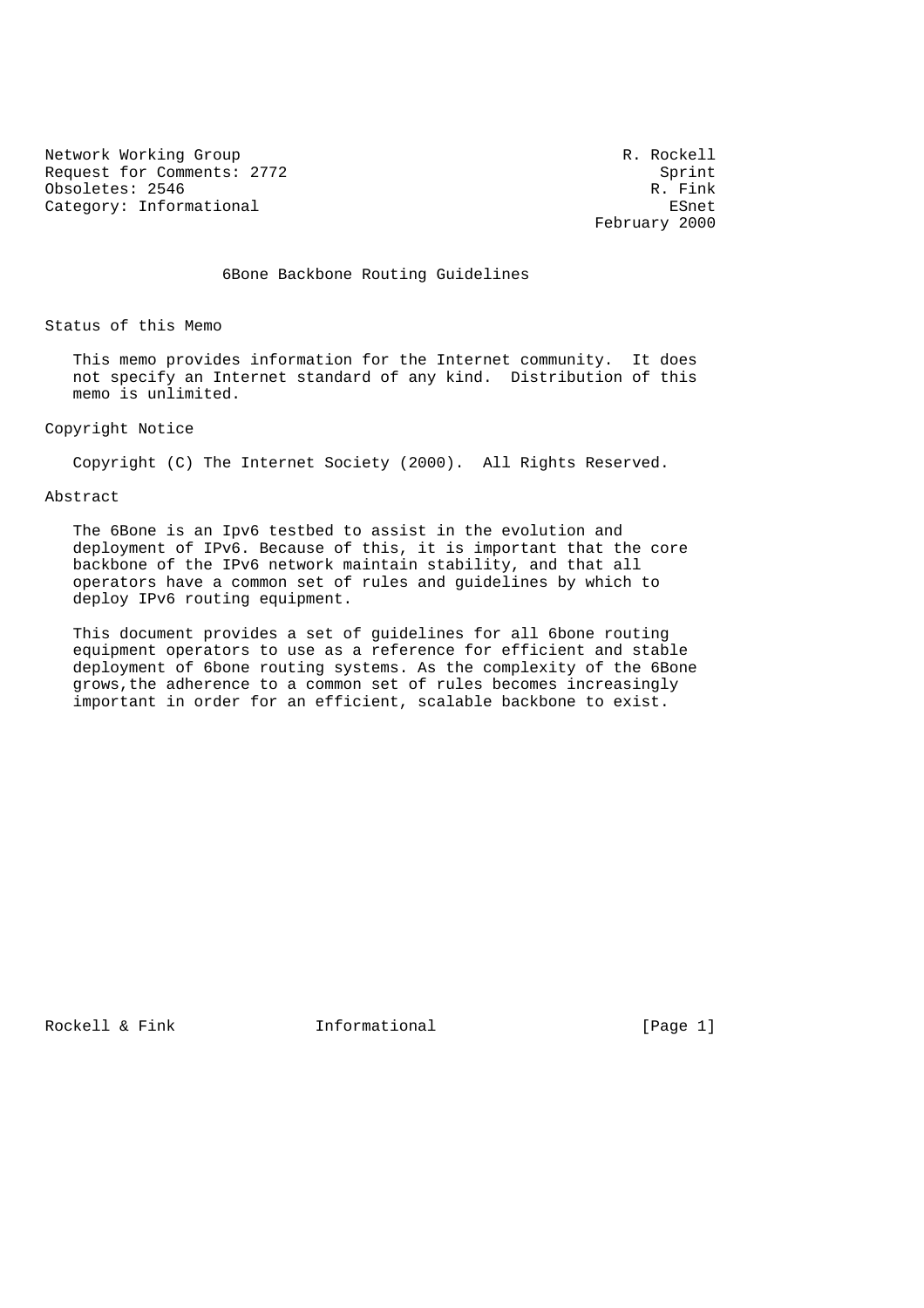Network Working Group R. Rockell
Request for Comments: 2772 Sprint
Obsoletes: 2546 R. Fink
Category: Informational ESnet
February 2000

# 6Bone Backbone Routing Guidelines

## Status of this Memo

This memo provides information for the Internet community. It does not specify an Internet standard of any kind. Distribution of this memo is unlimited.

## Copyright Notice

Copyright (C) The Internet Society (2000). All Rights Reserved.

## Abstract

The 6Bone is an Ipv6 testbed to assist in the evolution and deployment of IPv6. Because of this, it is important that the core backbone of the IPv6 network maintain stability, and that all operators have a common set of rules and guidelines by which to deploy IPv6 routing equipment.

This document provides a set of guidelines for all 6bone routing equipment operators to use as a reference for efficient and stable deployment of 6bone routing systems. As the complexity of the 6Bone grows,the adherence to a common set of rules becomes increasingly important in order for an efficient, scalable backbone to exist.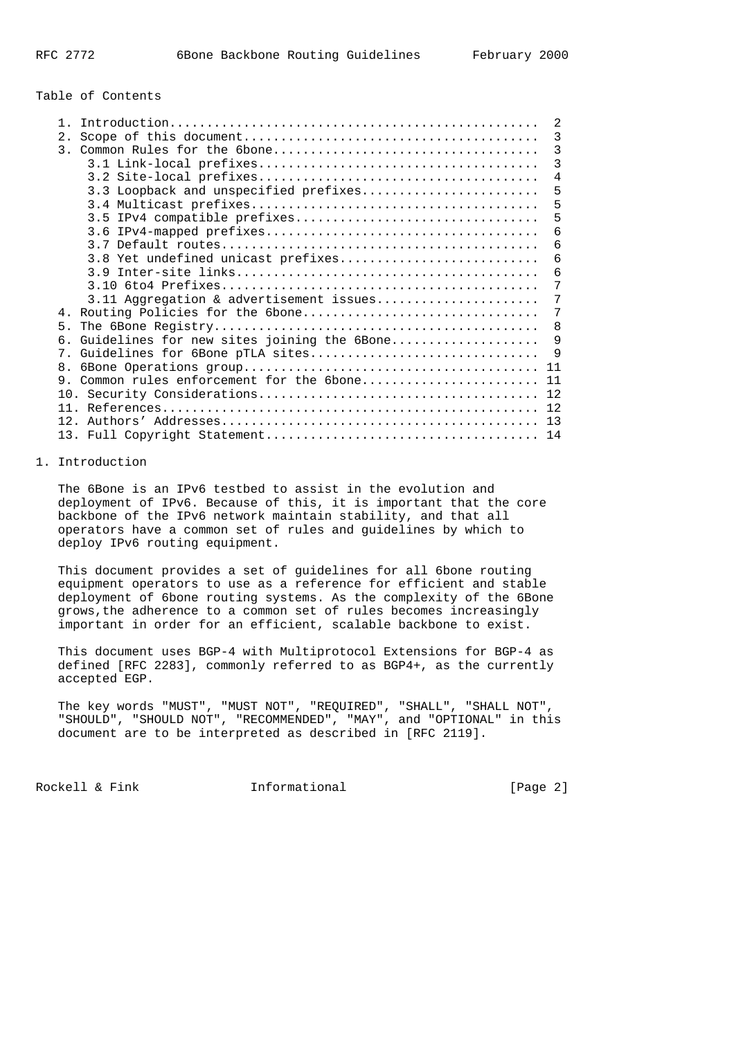Table of Contents

```
   1. Introduction.................................................  2
   2. Scope of this document.......................................  3
   3. Common Rules for the 6bone...................................  3
      3.1 Link-local prefixes......................................  3
      3.2 Site-local prefixes......................................  4
      3.3 Loopback and unspecified prefixes........................  5
      3.4 Multicast prefixes.......................................  5
      3.5 IPv4 compatible prefixes.................................  5
      3.6 IPv4-mapped prefixes.....................................  6
      3.7 Default routes...........................................  6
      3.8 Yet undefined unicast prefixes...........................  6
      3.9 Inter-site links.........................................  6
      3.10 6to4 Prefixes...........................................  7
      3.11 Aggregation & advertisement issues......................  7
   4. Routing Policies for the 6bone...............................  7
   5. The 6Bone Registry...........................................  8
   6. Guidelines for new sites joining the 6Bone...................  9
   7. Guidelines for 6Bone pTLA sites..............................  9
   8. 6Bone Operations group....................................... 11
   9. Common rules enforcement for the 6bone....................... 11
   10. Security Considerations..................................... 12
   11. References.................................................. 12
   12. Authors' Addresses.......................................... 13
   13. Full Copyright Statement.................................... 14
```

# 1. Introduction

The 6Bone is an IPv6 testbed to assist in the evolution and deployment of IPv6. Because of this, it is important that the core backbone of the IPv6 network maintain stability, and that all operators have a common set of rules and guidelines by which to deploy IPv6 routing equipment.

This document provides a set of guidelines for all 6bone routing equipment operators to use as a reference for efficient and stable deployment of 6bone routing systems. As the complexity of the 6Bone grows,the adherence to a common set of rules becomes increasingly important in order for an efficient, scalable backbone to exist.

This document uses BGP-4 with Multiprotocol Extensions for BGP-4 as defined [RFC 2283], commonly referred to as BGP4+, as the currently accepted EGP.

The key words "MUST", "MUST NOT", "REQUIRED", "SHALL", "SHALL NOT", "SHOULD", "SHOULD NOT", "RECOMMENDED", "MAY", and "OPTIONAL" in this document are to be interpreted as described in [RFC 2119].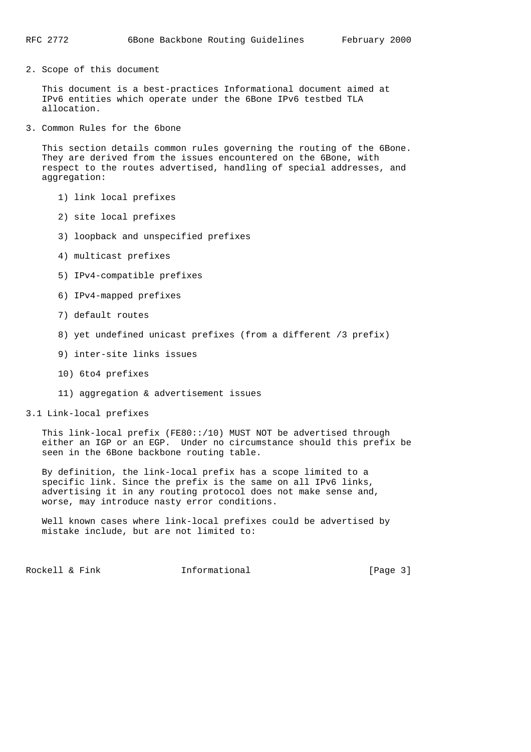## 2. Scope of this document

This document is a best-practices Informational document aimed at IPv6 entities which operate under the 6Bone IPv6 testbed TLA allocation.

## 3. Common Rules for the 6bone

This section details common rules governing the routing of the 6Bone. They are derived from the issues encountered on the 6Bone, with respect to the routes advertised, handling of special addresses, and aggregation:

1) link local prefixes

2) site local prefixes

3) loopback and unspecified prefixes

4) multicast prefixes

5) IPv4-compatible prefixes

6) IPv4-mapped prefixes

7) default routes

8) yet undefined unicast prefixes (from a different /3 prefix)

9) inter-site links issues

10) 6to4 prefixes

11) aggregation & advertisement issues

### 3.1 Link-local prefixes

This link-local prefix (FE80::/10) MUST NOT be advertised through either an IGP or an EGP. Under no circumstance should this prefix be seen in the 6Bone backbone routing table.

By definition, the link-local prefix has a scope limited to a specific link. Since the prefix is the same on all IPv6 links, advertising it in any routing protocol does not make sense and, worse, may introduce nasty error conditions.

Well known cases where link-local prefixes could be advertised by mistake include, but are not limited to: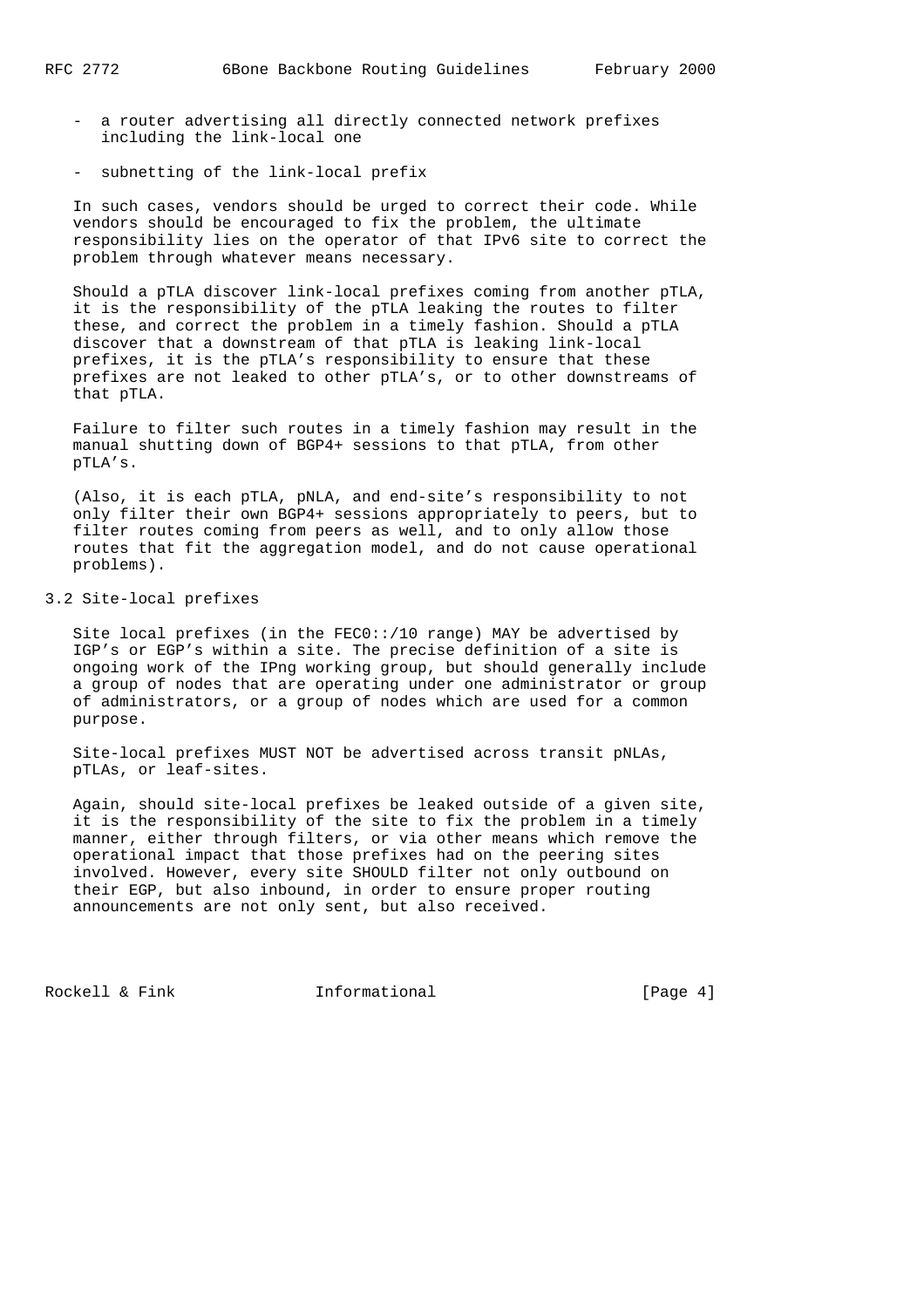- a router advertising all directly connected network prefixes including the link-local one

- subnetting of the link-local prefix

In such cases, vendors should be urged to correct their code. While vendors should be encouraged to fix the problem, the ultimate responsibility lies on the operator of that IPv6 site to correct the problem through whatever means necessary.

Should a pTLA discover link-local prefixes coming from another pTLA, it is the responsibility of the pTLA leaking the routes to filter these, and correct the problem in a timely fashion. Should a pTLA discover that a downstream of that pTLA is leaking link-local prefixes, it is the pTLA's responsibility to ensure that these prefixes are not leaked to other pTLA's, or to other downstreams of that pTLA.

Failure to filter such routes in a timely fashion may result in the manual shutting down of BGP4+ sessions to that pTLA, from other pTLA's.

(Also, it is each pTLA, pNLA, and end-site's responsibility to not only filter their own BGP4+ sessions appropriately to peers, but to filter routes coming from peers as well, and to only allow those routes that fit the aggregation model, and do not cause operational problems).

## 3.2 Site-local prefixes

Site local prefixes (in the FEC0::/10 range) MAY be advertised by IGP's or EGP's within a site. The precise definition of a site is ongoing work of the IPng working group, but should generally include a group of nodes that are operating under one administrator or group of administrators, or a group of nodes which are used for a common purpose.

Site-local prefixes MUST NOT be advertised across transit pNLAs, pTLAs, or leaf-sites.

Again, should site-local prefixes be leaked outside of a given site, it is the responsibility of the site to fix the problem in a timely manner, either through filters, or via other means which remove the operational impact that those prefixes had on the peering sites involved. However, every site SHOULD filter not only outbound on their EGP, but also inbound, in order to ensure proper routing announcements are not only sent, but also received.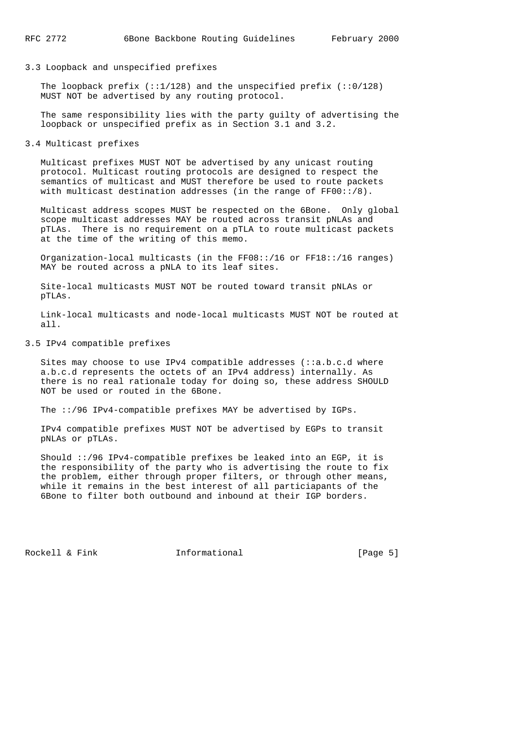### 3.3 Loopback and unspecified prefixes

The loopback prefix (::1/128) and the unspecified prefix (::0/128) MUST NOT be advertised by any routing protocol.

The same responsibility lies with the party guilty of advertising the loopback or unspecified prefix as in Section 3.1 and 3.2.

### 3.4 Multicast prefixes

Multicast prefixes MUST NOT be advertised by any unicast routing protocol. Multicast routing protocols are designed to respect the semantics of multicast and MUST therefore be used to route packets with multicast destination addresses (in the range of FF00::/8).

Multicast address scopes MUST be respected on the 6Bone. Only global scope multicast addresses MAY be routed across transit pNLAs and pTLAs. There is no requirement on a pTLA to route multicast packets at the time of the writing of this memo.

Organization-local multicasts (in the FF08::/16 or FF18::/16 ranges) MAY be routed across a pNLA to its leaf sites.

Site-local multicasts MUST NOT be routed toward transit pNLAs or pTLAs.

Link-local multicasts and node-local multicasts MUST NOT be routed at all.

### 3.5 IPv4 compatible prefixes

Sites may choose to use IPv4 compatible addresses (::a.b.c.d where a.b.c.d represents the octets of an IPv4 address) internally. As there is no real rationale today for doing so, these address SHOULD NOT be used or routed in the 6Bone.

The ::/96 IPv4-compatible prefixes MAY be advertised by IGPs.

IPv4 compatible prefixes MUST NOT be advertised by EGPs to transit pNLAs or pTLAs.

Should ::/96 IPv4-compatible prefixes be leaked into an EGP, it is the responsibility of the party who is advertising the route to fix the problem, either through proper filters, or through other means, while it remains in the best interest of all particiapants of the 6Bone to filter both outbound and inbound at their IGP borders.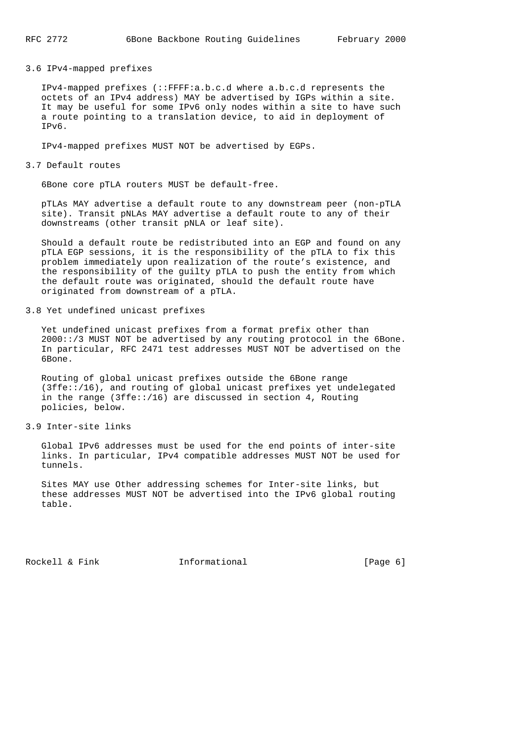### 3.6 IPv4-mapped prefixes

IPv4-mapped prefixes (::FFFF:a.b.c.d where a.b.c.d represents the octets of an IPv4 address) MAY be advertised by IGPs within a site. It may be useful for some IPv6 only nodes within a site to have such a route pointing to a translation device, to aid in deployment of IPv6.

IPv4-mapped prefixes MUST NOT be advertised by EGPs.

### 3.7 Default routes

6Bone core pTLA routers MUST be default-free.

pTLAs MAY advertise a default route to any downstream peer (non-pTLA site). Transit pNLAs MAY advertise a default route to any of their downstreams (other transit pNLA or leaf site).

Should a default route be redistributed into an EGP and found on any pTLA EGP sessions, it is the responsibility of the pTLA to fix this problem immediately upon realization of the route's existence, and the responsibility of the guilty pTLA to push the entity from which the default route was originated, should the default route have originated from downstream of a pTLA.

### 3.8 Yet undefined unicast prefixes

Yet undefined unicast prefixes from a format prefix other than 2000::/3 MUST NOT be advertised by any routing protocol in the 6Bone. In particular, RFC 2471 test addresses MUST NOT be advertised on the 6Bone.

Routing of global unicast prefixes outside the 6Bone range (3ffe::/16), and routing of global unicast prefixes yet undelegated in the range (3ffe::/16) are discussed in section 4, Routing policies, below.

### 3.9 Inter-site links

Global IPv6 addresses must be used for the end points of inter-site links. In particular, IPv4 compatible addresses MUST NOT be used for tunnels.

Sites MAY use Other addressing schemes for Inter-site links, but these addresses MUST NOT be advertised into the IPv6 global routing table.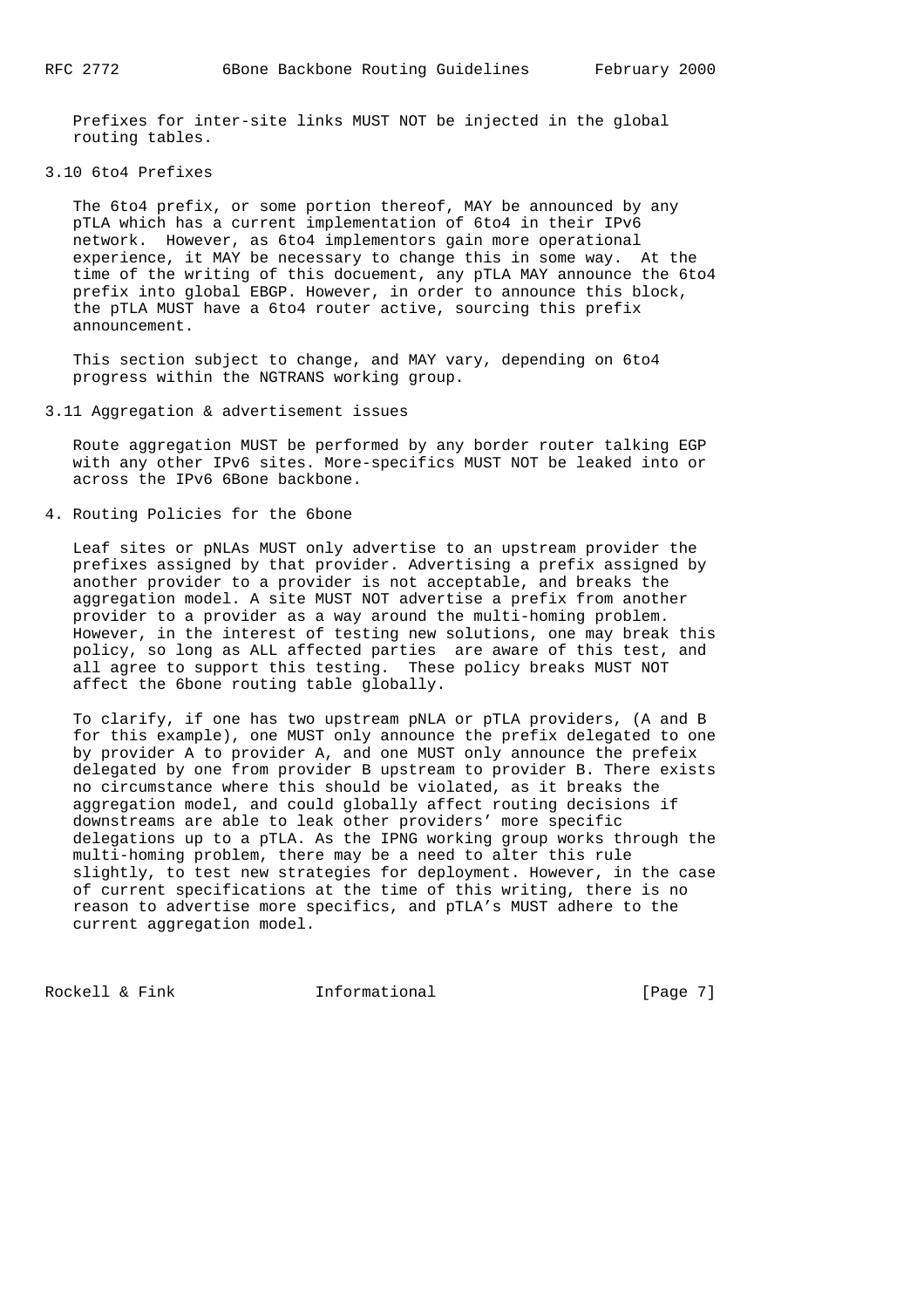Prefixes for inter-site links MUST NOT be injected in the global routing tables.

### 3.10 6to4 Prefixes

The 6to4 prefix, or some portion thereof, MAY be announced by any pTLA which has a current implementation of 6to4 in their IPv6 network. However, as 6to4 implementors gain more operational experience, it MAY be necessary to change this in some way. At the time of the writing of this docuement, any pTLA MAY announce the 6to4 prefix into global EBGP. However, in order to announce this block, the pTLA MUST have a 6to4 router active, sourcing this prefix announcement.

This section subject to change, and MAY vary, depending on 6to4 progress within the NGTRANS working group.

### 3.11 Aggregation & advertisement issues

Route aggregation MUST be performed by any border router talking EGP with any other IPv6 sites. More-specifics MUST NOT be leaked into or across the IPv6 6Bone backbone.

## 4. Routing Policies for the 6bone

Leaf sites or pNLAs MUST only advertise to an upstream provider the prefixes assigned by that provider. Advertising a prefix assigned by another provider to a provider is not acceptable, and breaks the aggregation model. A site MUST NOT advertise a prefix from another provider to a provider as a way around the multi-homing problem. However, in the interest of testing new solutions, one may break this policy, so long as ALL affected parties are aware of this test, and all agree to support this testing. These policy breaks MUST NOT affect the 6bone routing table globally.

To clarify, if one has two upstream pNLA or pTLA providers, (A and B for this example), one MUST only announce the prefix delegated to one by provider A to provider A, and one MUST only announce the prefeix delegated by one from provider B upstream to provider B. There exists no circumstance where this should be violated, as it breaks the aggregation model, and could globally affect routing decisions if downstreams are able to leak other providers' more specific delegations up to a pTLA. As the IPNG working group works through the multi-homing problem, there may be a need to alter this rule slightly, to test new strategies for deployment. However, in the case of current specifications at the time of this writing, there is no reason to advertise more specifics, and pTLA's MUST adhere to the current aggregation model.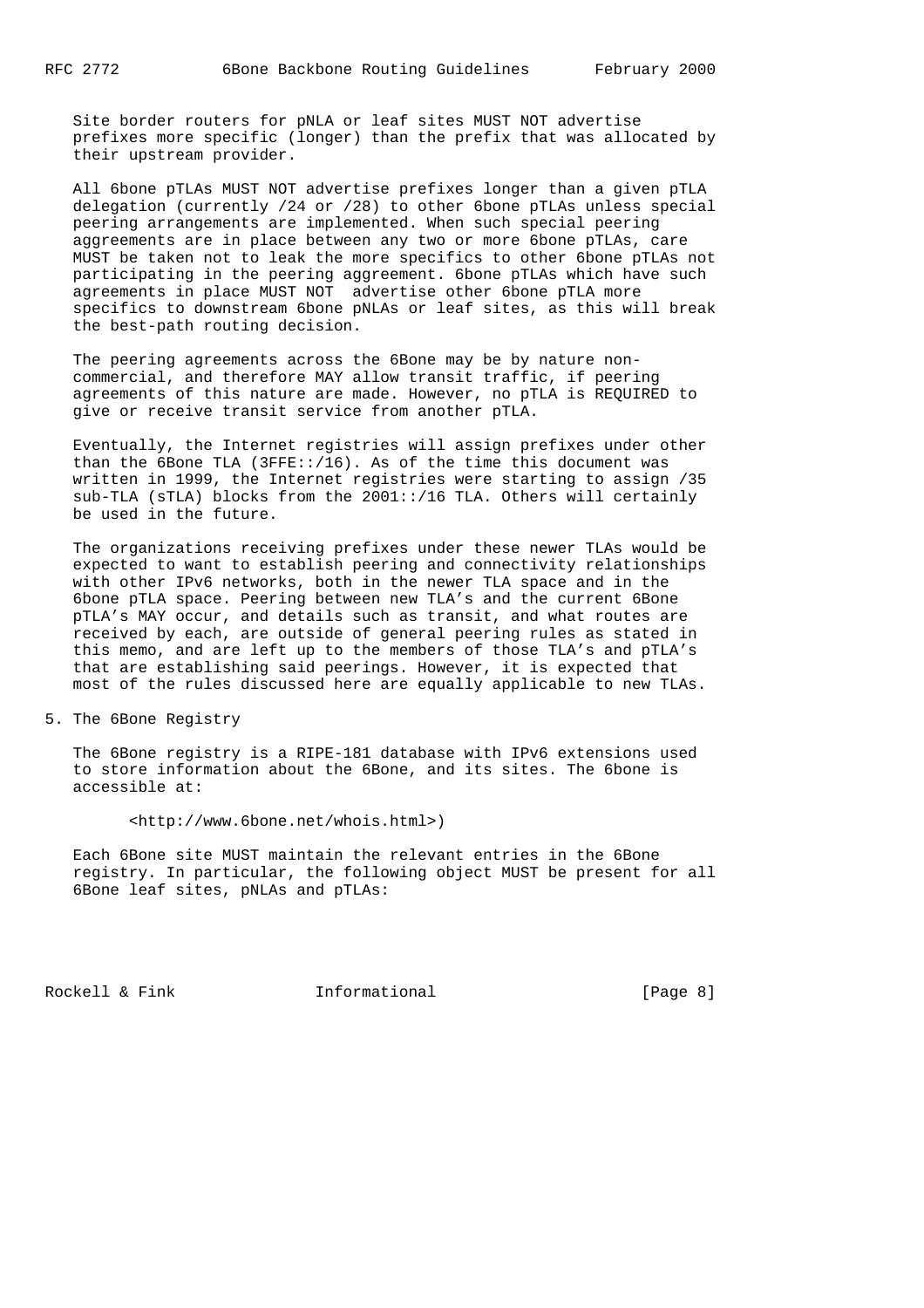Site border routers for pNLA or leaf sites MUST NOT advertise prefixes more specific (longer) than the prefix that was allocated by their upstream provider.

All 6bone pTLAs MUST NOT advertise prefixes longer than a given pTLA delegation (currently /24 or /28) to other 6bone pTLAs unless special peering arrangements are implemented. When such special peering aggreements are in place between any two or more 6bone pTLAs, care MUST be taken not to leak the more specifics to other 6bone pTLAs not participating in the peering aggreement. 6bone pTLAs which have such agreements in place MUST NOT advertise other 6bone pTLA more specifics to downstream 6bone pNLAs or leaf sites, as this will break the best-path routing decision.

The peering agreements across the 6Bone may be by nature non-commercial, and therefore MAY allow transit traffic, if peering agreements of this nature are made. However, no pTLA is REQUIRED to give or receive transit service from another pTLA.

Eventually, the Internet registries will assign prefixes under other than the 6Bone TLA (3FFE::/16). As of the time this document was written in 1999, the Internet registries were starting to assign /35 sub-TLA (sTLA) blocks from the 2001::/16 TLA. Others will certainly be used in the future.

The organizations receiving prefixes under these newer TLAs would be expected to want to establish peering and connectivity relationships with other IPv6 networks, both in the newer TLA space and in the 6bone pTLA space. Peering between new TLA's and the current 6Bone pTLA's MAY occur, and details such as transit, and what routes are received by each, are outside of general peering rules as stated in this memo, and are left up to the members of those TLA's and pTLA's that are establishing said peerings. However, it is expected that most of the rules discussed here are equally applicable to new TLAs.

## 5. The 6Bone Registry

The 6Bone registry is a RIPE-181 database with IPv6 extensions used to store information about the 6Bone, and its sites. The 6bone is accessible at:

<http://www.6bone.net/whois.html>)

Each 6Bone site MUST maintain the relevant entries in the 6Bone registry. In particular, the following object MUST be present for all 6Bone leaf sites, pNLAs and pTLAs: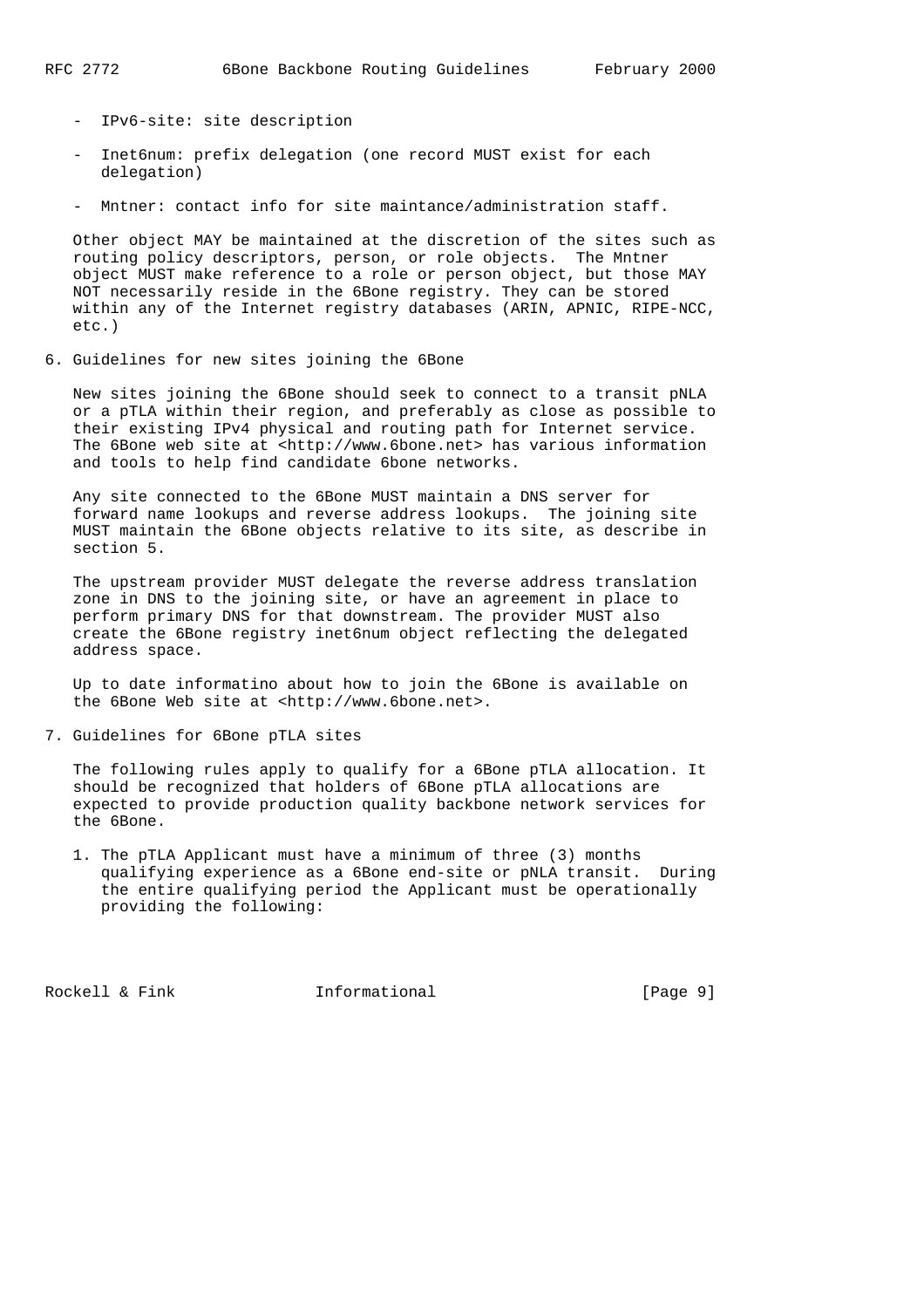- IPv6-site: site description

- Inet6num: prefix delegation (one record MUST exist for each delegation)

- Mntner: contact info for site maintance/administration staff.

Other object MAY be maintained at the discretion of the sites such as routing policy descriptors, person, or role objects. The Mntner object MUST make reference to a role or person object, but those MAY NOT necessarily reside in the 6Bone registry. They can be stored within any of the Internet registry databases (ARIN, APNIC, RIPE-NCC, etc.)

## 6. Guidelines for new sites joining the 6Bone

New sites joining the 6Bone should seek to connect to a transit pNLA or a pTLA within their region, and preferably as close as possible to their existing IPv4 physical and routing path for Internet service. The 6Bone web site at <http://www.6bone.net> has various information and tools to help find candidate 6bone networks.

Any site connected to the 6Bone MUST maintain a DNS server for forward name lookups and reverse address lookups. The joining site MUST maintain the 6Bone objects relative to its site, as describe in section 5.

The upstream provider MUST delegate the reverse address translation zone in DNS to the joining site, or have an agreement in place to perform primary DNS for that downstream. The provider MUST also create the 6Bone registry inet6num object reflecting the delegated address space.

Up to date informatino about how to join the 6Bone is available on the 6Bone Web site at <http://www.6bone.net>.

## 7. Guidelines for 6Bone pTLA sites

The following rules apply to qualify for a 6Bone pTLA allocation. It should be recognized that holders of 6Bone pTLA allocations are expected to provide production quality backbone network services for the 6Bone.

1. The pTLA Applicant must have a minimum of three (3) months qualifying experience as a 6Bone end-site or pNLA transit. During the entire qualifying period the Applicant must be operationally providing the following: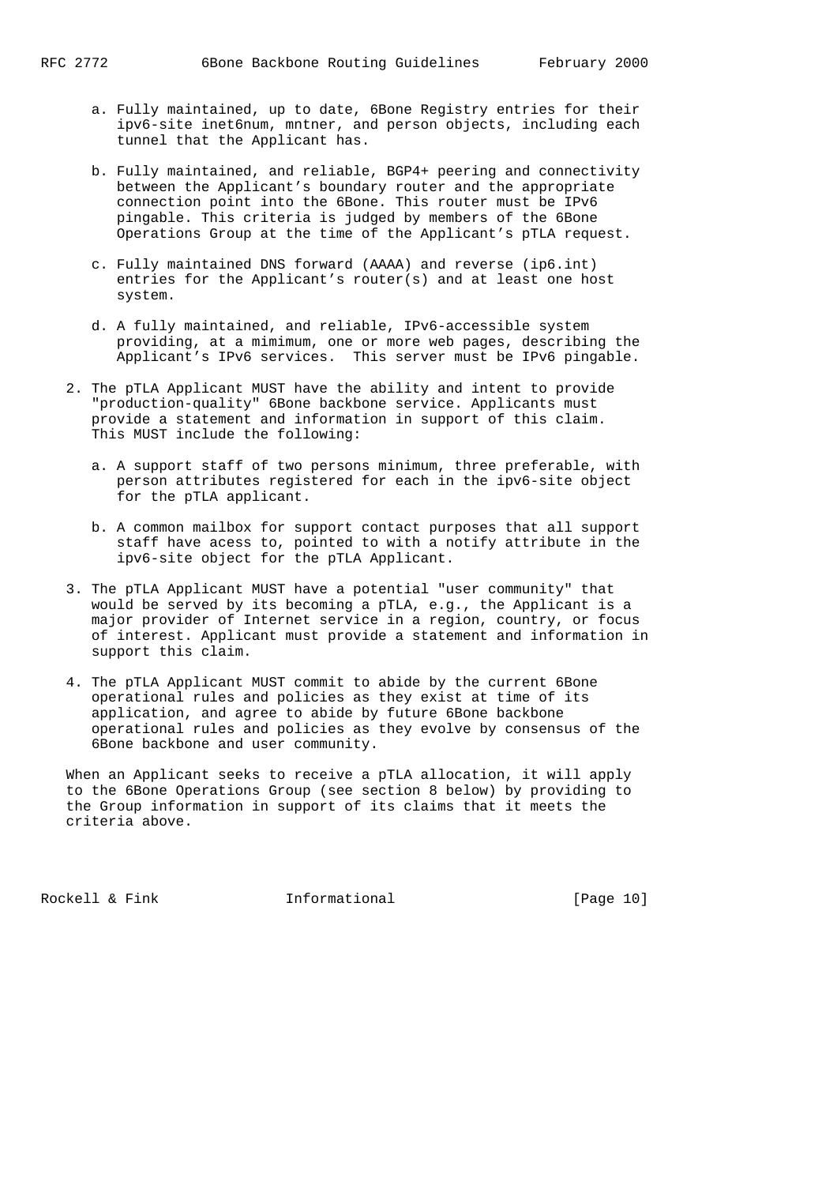a. Fully maintained, up to date, 6Bone Registry entries for their ipv6-site inet6num, mntner, and person objects, including each tunnel that the Applicant has.

b. Fully maintained, and reliable, BGP4+ peering and connectivity between the Applicant's boundary router and the appropriate connection point into the 6Bone. This router must be IPv6 pingable. This criteria is judged by members of the 6Bone Operations Group at the time of the Applicant's pTLA request.

c. Fully maintained DNS forward (AAAA) and reverse (ip6.int) entries for the Applicant's router(s) and at least one host system.

d. A fully maintained, and reliable, IPv6-accessible system providing, at a mimimum, one or more web pages, describing the Applicant's IPv6 services. This server must be IPv6 pingable.

2. The pTLA Applicant MUST have the ability and intent to provide "production-quality" 6Bone backbone service. Applicants must provide a statement and information in support of this claim. This MUST include the following:

   a. A support staff of two persons minimum, three preferable, with person attributes registered for each in the ipv6-site object for the pTLA applicant.

   b. A common mailbox for support contact purposes that all support staff have acess to, pointed to with a notify attribute in the ipv6-site object for the pTLA Applicant.

3. The pTLA Applicant MUST have a potential "user community" that would be served by its becoming a pTLA, e.g., the Applicant is a major provider of Internet service in a region, country, or focus of interest. Applicant must provide a statement and information in support this claim.

4. The pTLA Applicant MUST commit to abide by the current 6Bone operational rules and policies as they exist at time of its application, and agree to abide by future 6Bone backbone operational rules and policies as they evolve by consensus of the 6Bone backbone and user community.

When an Applicant seeks to receive a pTLA allocation, it will apply to the 6Bone Operations Group (see section 8 below) by providing to the Group information in support of its claims that it meets the criteria above.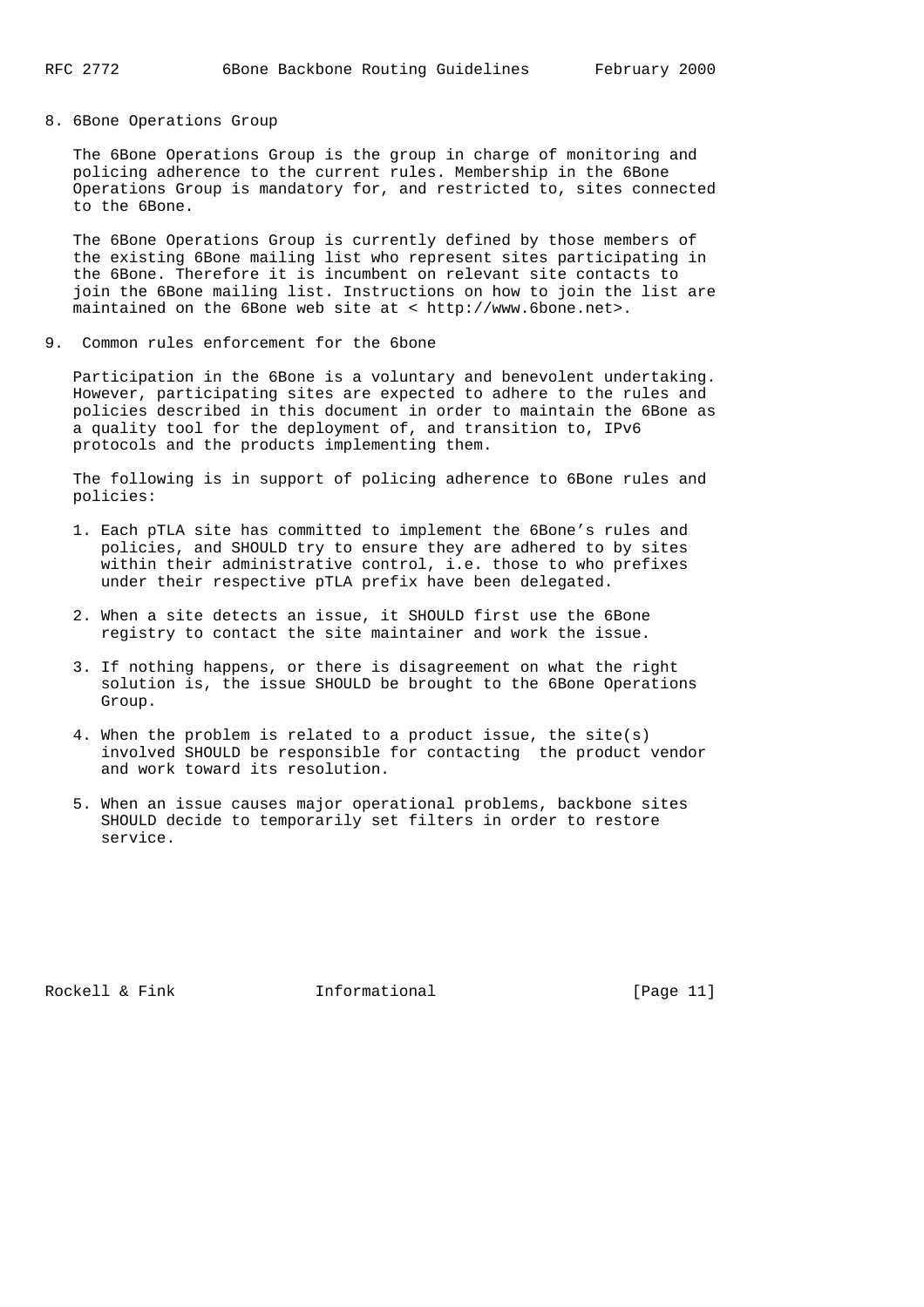## 8. 6Bone Operations Group

The 6Bone Operations Group is the group in charge of monitoring and policing adherence to the current rules. Membership in the 6Bone Operations Group is mandatory for, and restricted to, sites connected to the 6Bone.

The 6Bone Operations Group is currently defined by those members of the existing 6Bone mailing list who represent sites participating in the 6Bone. Therefore it is incumbent on relevant site contacts to join the 6Bone mailing list. Instructions on how to join the list are maintained on the 6Bone web site at < http://www.6bone.net>.

## 9. Common rules enforcement for the 6bone

Participation in the 6Bone is a voluntary and benevolent undertaking. However, participating sites are expected to adhere to the rules and policies described in this document in order to maintain the 6Bone as a quality tool for the deployment of, and transition to, IPv6 protocols and the products implementing them.

The following is in support of policing adherence to 6Bone rules and policies:

1. Each pTLA site has committed to implement the 6Bone's rules and policies, and SHOULD try to ensure they are adhered to by sites within their administrative control, i.e. those to who prefixes under their respective pTLA prefix have been delegated.

2. When a site detects an issue, it SHOULD first use the 6Bone registry to contact the site maintainer and work the issue.

3. If nothing happens, or there is disagreement on what the right solution is, the issue SHOULD be brought to the 6Bone Operations Group.

4. When the problem is related to a product issue, the site(s) involved SHOULD be responsible for contacting  the product vendor and work toward its resolution.

5. When an issue causes major operational problems, backbone sites SHOULD decide to temporarily set filters in order to restore service.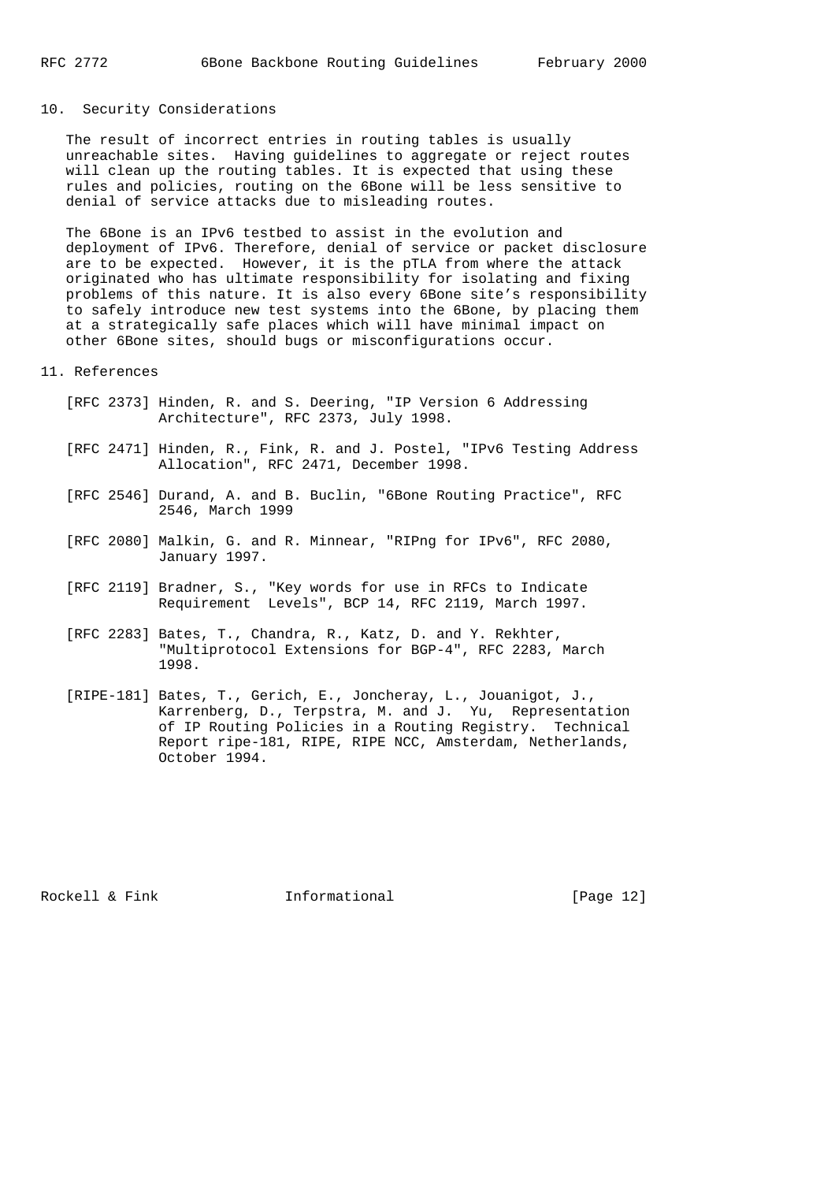## 10. Security Considerations

The result of incorrect entries in routing tables is usually unreachable sites. Having guidelines to aggregate or reject routes will clean up the routing tables. It is expected that using these rules and policies, routing on the 6Bone will be less sensitive to denial of service attacks due to misleading routes.

The 6Bone is an IPv6 testbed to assist in the evolution and deployment of IPv6. Therefore, denial of service or packet disclosure are to be expected. However, it is the pTLA from where the attack originated who has ultimate responsibility for isolating and fixing problems of this nature. It is also every 6Bone site's responsibility to safely introduce new test systems into the 6Bone, by placing them at a strategically safe places which will have minimal impact on other 6Bone sites, should bugs or misconfigurations occur.

## 11. References

[RFC 2373] Hinden, R. and S. Deering, "IP Version 6 Addressing Architecture", RFC 2373, July 1998.

[RFC 2471] Hinden, R., Fink, R. and J. Postel, "IPv6 Testing Address Allocation", RFC 2471, December 1998.

[RFC 2546] Durand, A. and B. Buclin, "6Bone Routing Practice", RFC 2546, March 1999

[RFC 2080] Malkin, G. and R. Minnear, "RIPng for IPv6", RFC 2080, January 1997.

[RFC 2119] Bradner, S., "Key words for use in RFCs to Indicate Requirement Levels", BCP 14, RFC 2119, March 1997.

[RFC 2283] Bates, T., Chandra, R., Katz, D. and Y. Rekhter, "Multiprotocol Extensions for BGP-4", RFC 2283, March 1998.

[RIPE-181] Bates, T., Gerich, E., Joncheray, L., Jouanigot, J., Karrenberg, D., Terpstra, M. and J. Yu, Representation of IP Routing Policies in a Routing Registry. Technical Report ripe-181, RIPE, RIPE NCC, Amsterdam, Netherlands, October 1994.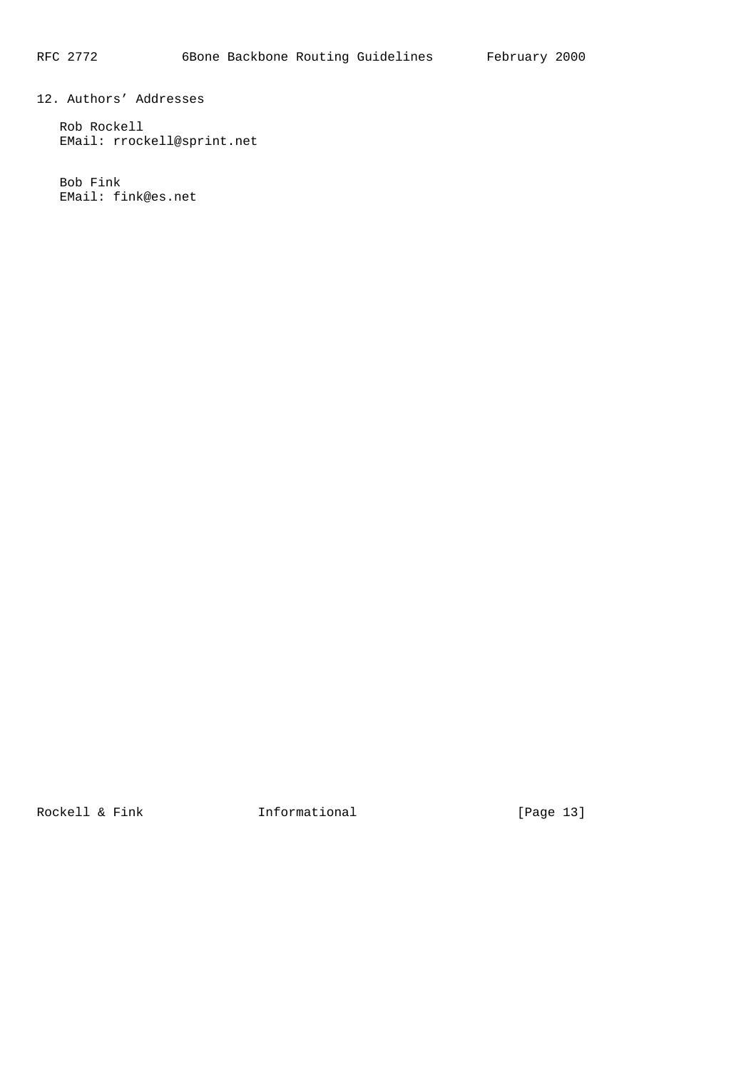## 12. Authors' Addresses

Rob Rockell
EMail: rrockell@sprint.net

Bob Fink
EMail: fink@es.net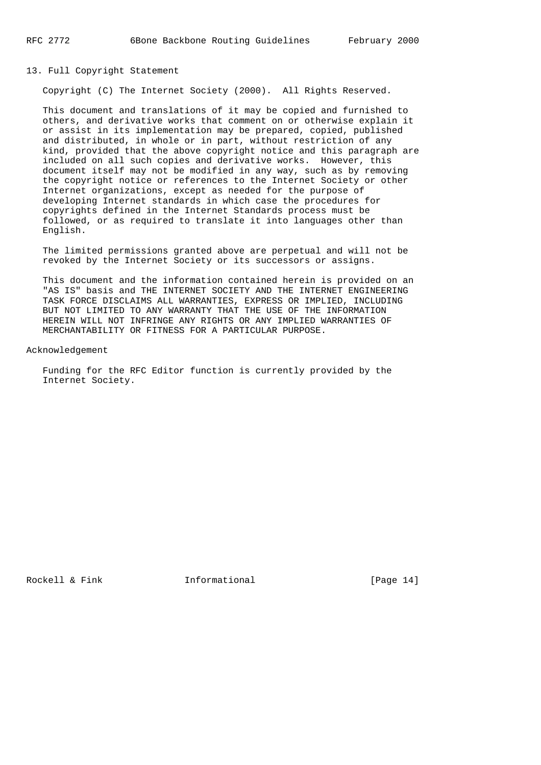## 13. Full Copyright Statement

Copyright (C) The Internet Society (2000). All Rights Reserved.

This document and translations of it may be copied and furnished to others, and derivative works that comment on or otherwise explain it or assist in its implementation may be prepared, copied, published and distributed, in whole or in part, without restriction of any kind, provided that the above copyright notice and this paragraph are included on all such copies and derivative works. However, this document itself may not be modified in any way, such as by removing the copyright notice or references to the Internet Society or other Internet organizations, except as needed for the purpose of developing Internet standards in which case the procedures for copyrights defined in the Internet Standards process must be followed, or as required to translate it into languages other than English.

The limited permissions granted above are perpetual and will not be revoked by the Internet Society or its successors or assigns.

This document and the information contained herein is provided on an "AS IS" basis and THE INTERNET SOCIETY AND THE INTERNET ENGINEERING TASK FORCE DISCLAIMS ALL WARRANTIES, EXPRESS OR IMPLIED, INCLUDING BUT NOT LIMITED TO ANY WARRANTY THAT THE USE OF THE INFORMATION HEREIN WILL NOT INFRINGE ANY RIGHTS OR ANY IMPLIED WARRANTIES OF MERCHANTABILITY OR FITNESS FOR A PARTICULAR PURPOSE.

## Acknowledgement

Funding for the RFC Editor function is currently provided by the Internet Society.